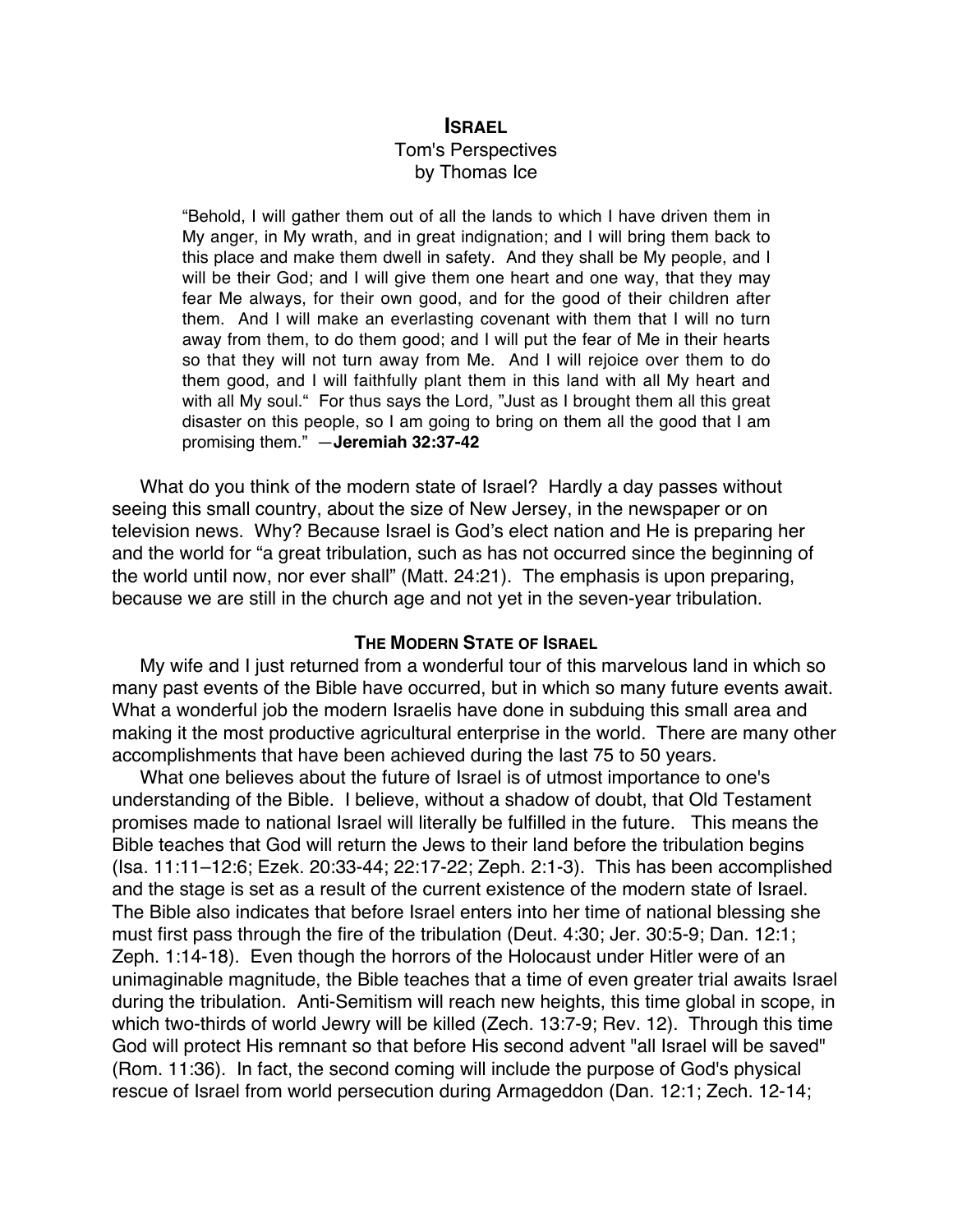# ISRAEL

Tom's Perspectives
by Thomas Ice

> "Behold, I will gather them out of all the lands to which I have driven them in My anger, in My wrath, and in great indignation; and I will bring them back to this place and make them dwell in safety. And they shall be My people, and I will be their God; and I will give them one heart and one way, that they may fear Me always, for their own good, and for the good of their children after them. And I will make an everlasting covenant with them that I will no turn away from them, to do them good; and I will put the fear of Me in their hearts so that they will not turn away from Me. And I will rejoice over them to do them good, and I will faithfully plant them in this land with all My heart and with all My soul." For thus says the Lord, "Just as I brought them all this great disaster on this people, so I am going to bring on them all the good that I am promising them." —**Jeremiah 32:37-42**

What do you think of the modern state of Israel? Hardly a day passes without seeing this small country, about the size of New Jersey, in the newspaper or on television news. Why? Because Israel is God's elect nation and He is preparing her and the world for "a great tribulation, such as has not occurred since the beginning of the world until now, nor ever shall" (Matt. 24:21). The emphasis is upon preparing, because we are still in the church age and not yet in the seven-year tribulation.

## THE MODERN STATE OF ISRAEL

My wife and I just returned from a wonderful tour of this marvelous land in which so many past events of the Bible have occurred, but in which so many future events await. What a wonderful job the modern Israelis have done in subduing this small area and making it the most productive agricultural enterprise in the world. There are many other accomplishments that have been achieved during the last 75 to 50 years.

What one believes about the future of Israel is of utmost importance to one's understanding of the Bible. I believe, without a shadow of doubt, that Old Testament promises made to national Israel will literally be fulfilled in the future. This means the Bible teaches that God will return the Jews to their land before the tribulation begins (Isa. 11:11–12:6; Ezek. 20:33-44; 22:17-22; Zeph. 2:1-3). This has been accomplished and the stage is set as a result of the current existence of the modern state of Israel. The Bible also indicates that before Israel enters into her time of national blessing she must first pass through the fire of the tribulation (Deut. 4:30; Jer. 30:5-9; Dan. 12:1; Zeph. 1:14-18). Even though the horrors of the Holocaust under Hitler were of an unimaginable magnitude, the Bible teaches that a time of even greater trial awaits Israel during the tribulation. Anti-Semitism will reach new heights, this time global in scope, in which two-thirds of world Jewry will be killed (Zech. 13:7-9; Rev. 12). Through this time God will protect His remnant so that before His second advent "all Israel will be saved" (Rom. 11:36). In fact, the second coming will include the purpose of God's physical rescue of Israel from world persecution during Armageddon (Dan. 12:1; Zech. 12-14;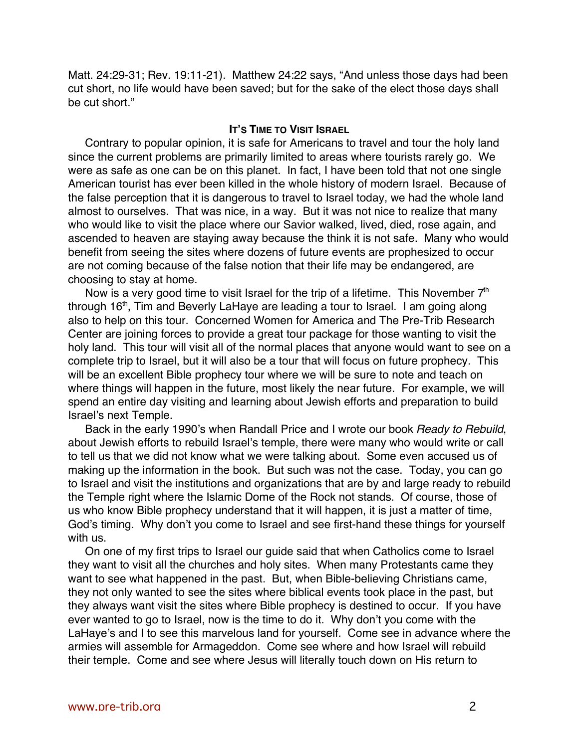Matt. 24:29-31; Rev. 19:11-21). Matthew 24:22 says, "And unless those days had been cut short, no life would have been saved; but for the sake of the elect those days shall be cut short."

## IT'S TIME TO VISIT ISRAEL

Contrary to popular opinion, it is safe for Americans to travel and tour the holy land since the current problems are primarily limited to areas where tourists rarely go. We were as safe as one can be on this planet. In fact, I have been told that not one single American tourist has ever been killed in the whole history of modern Israel. Because of the false perception that it is dangerous to travel to Israel today, we had the whole land almost to ourselves. That was nice, in a way. But it was not nice to realize that many who would like to visit the place where our Savior walked, lived, died, rose again, and ascended to heaven are staying away because the think it is not safe. Many who would benefit from seeing the sites where dozens of future events are prophesized to occur are not coming because of the false notion that their life may be endangered, are choosing to stay at home.

Now is a very good time to visit Israel for the trip of a lifetime. This November 7th through 16th, Tim and Beverly LaHaye are leading a tour to Israel. I am going along also to help on this tour. Concerned Women for America and The Pre-Trib Research Center are joining forces to provide a great tour package for those wanting to visit the holy land. This tour will visit all of the normal places that anyone would want to see on a complete trip to Israel, but it will also be a tour that will focus on future prophecy. This will be an excellent Bible prophecy tour where we will be sure to note and teach on where things will happen in the future, most likely the near future. For example, we will spend an entire day visiting and learning about Jewish efforts and preparation to build Israel's next Temple.

Back in the early 1990's when Randall Price and I wrote our book *Ready to Rebuild*, about Jewish efforts to rebuild Israel's temple, there were many who would write or call to tell us that we did not know what we were talking about. Some even accused us of making up the information in the book. But such was not the case. Today, you can go to Israel and visit the institutions and organizations that are by and large ready to rebuild the Temple right where the Islamic Dome of the Rock not stands. Of course, those of us who know Bible prophecy understand that it will happen, it is just a matter of time, God's timing. Why don't you come to Israel and see first-hand these things for yourself with us.

On one of my first trips to Israel our guide said that when Catholics come to Israel they want to visit all the churches and holy sites. When many Protestants came they want to see what happened in the past. But, when Bible-believing Christians came, they not only wanted to see the sites where biblical events took place in the past, but they always want visit the sites where Bible prophecy is destined to occur. If you have ever wanted to go to Israel, now is the time to do it. Why don't you come with the LaHaye's and I to see this marvelous land for yourself. Come see in advance where the armies will assemble for Armageddon. Come see where and how Israel will rebuild their temple. Come and see where Jesus will literally touch down on His return to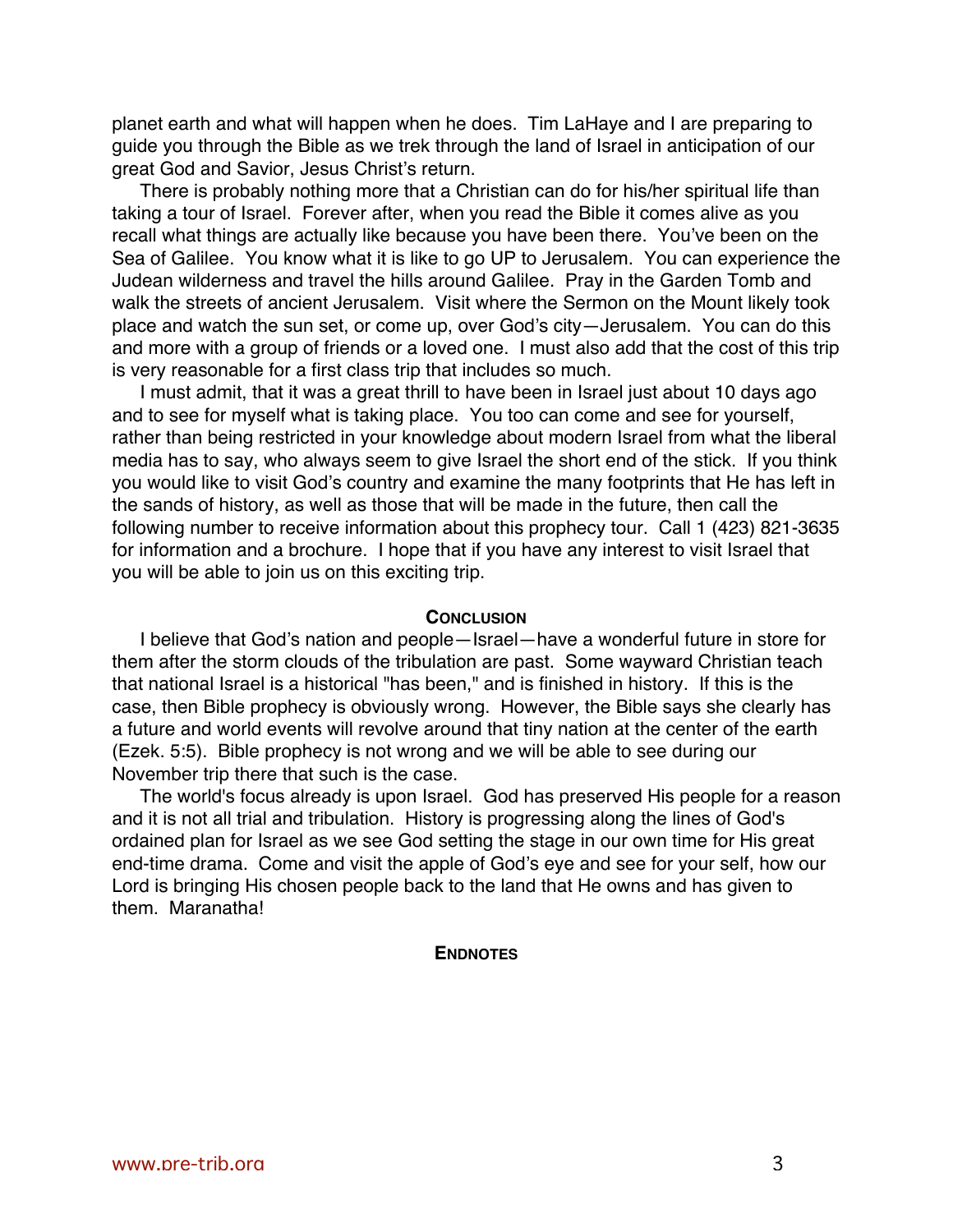planet earth and what will happen when he does. Tim LaHaye and I are preparing to guide you through the Bible as we trek through the land of Israel in anticipation of our great God and Savior, Jesus Christ's return.

There is probably nothing more that a Christian can do for his/her spiritual life than taking a tour of Israel. Forever after, when you read the Bible it comes alive as you recall what things are actually like because you have been there. You've been on the Sea of Galilee. You know what it is like to go UP to Jerusalem. You can experience the Judean wilderness and travel the hills around Galilee. Pray in the Garden Tomb and walk the streets of ancient Jerusalem. Visit where the Sermon on the Mount likely took place and watch the sun set, or come up, over God's city—Jerusalem. You can do this and more with a group of friends or a loved one. I must also add that the cost of this trip is very reasonable for a first class trip that includes so much.

I must admit, that it was a great thrill to have been in Israel just about 10 days ago and to see for myself what is taking place. You too can come and see for yourself, rather than being restricted in your knowledge about modern Israel from what the liberal media has to say, who always seem to give Israel the short end of the stick. If you think you would like to visit God's country and examine the many footprints that He has left in the sands of history, as well as those that will be made in the future, then call the following number to receive information about this prophecy tour. Call 1 (423) 821-3635 for information and a brochure. I hope that if you have any interest to visit Israel that you will be able to join us on this exciting trip.

## Conclusion

I believe that God's nation and people—Israel—have a wonderful future in store for them after the storm clouds of the tribulation are past. Some wayward Christian teach that national Israel is a historical "has been," and is finished in history. If this is the case, then Bible prophecy is obviously wrong. However, the Bible says she clearly has a future and world events will revolve around that tiny nation at the center of the earth (Ezek. 5:5). Bible prophecy is not wrong and we will be able to see during our November trip there that such is the case.

The world's focus already is upon Israel. God has preserved His people for a reason and it is not all trial and tribulation. History is progressing along the lines of God's ordained plan for Israel as we see God setting the stage in our own time for His great end-time drama. Come and visit the apple of God's eye and see for your self, how our Lord is bringing His chosen people back to the land that He owns and has given to them. Maranatha!

## Endnotes